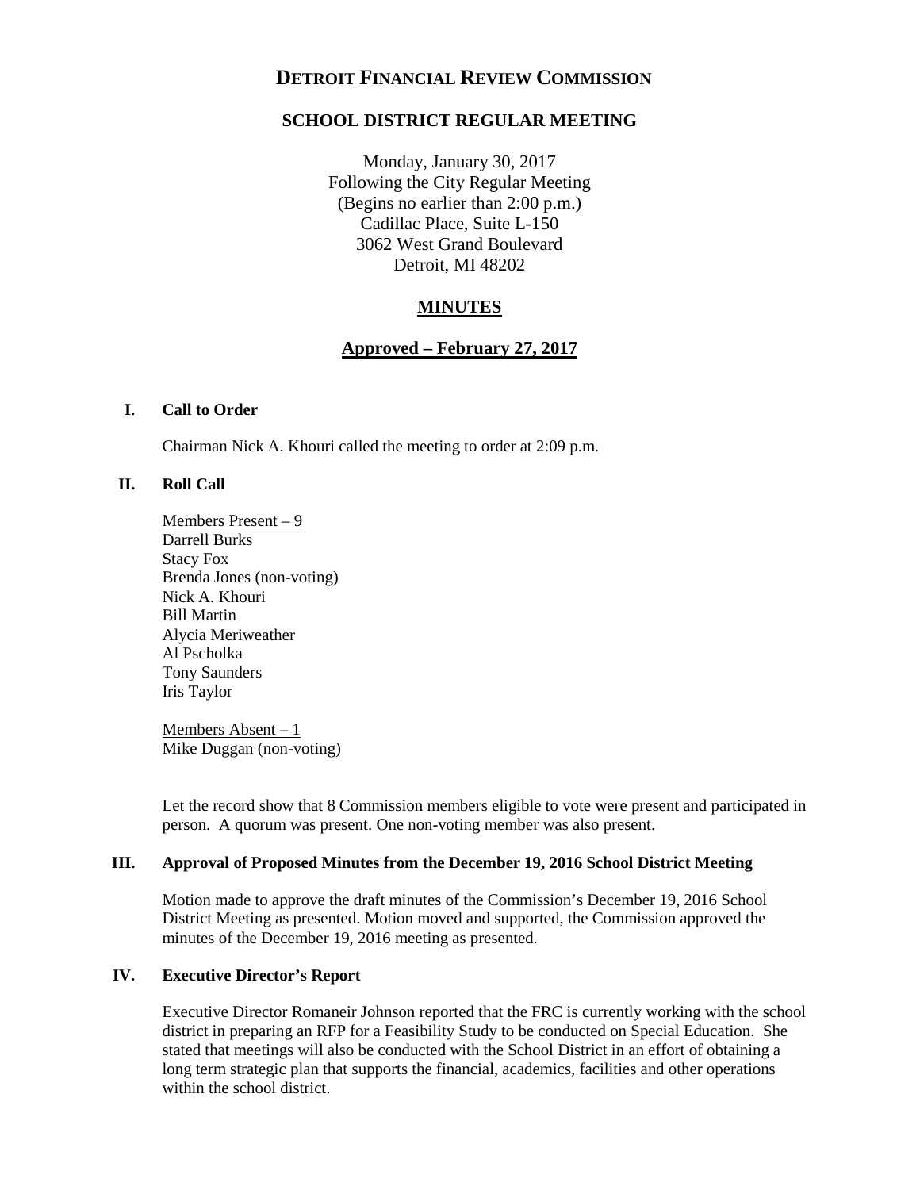# DETROIT FINANCIAL REVIEW COMMISSION

## SCHOOL DISTRICT REGULAR MEETING

Monday, January 30, 2017
Following the City Regular Meeting
(Begins no earlier than 2:00 p.m.)
Cadillac Place, Suite L-150
3062 West Grand Boulevard
Detroit, MI 48202

## MINUTES

## Approved – February 27, 2017

### I. Call to Order

Chairman Nick A. Khouri called the meeting to order at 2:09 p.m.

### II. Roll Call

Members Present – 9
Darrell Burks
Stacy Fox
Brenda Jones (non-voting)
Nick A. Khouri
Bill Martin
Alycia Meriweather
Al Pscholka
Tony Saunders
Iris Taylor

Members Absent – 1
Mike Duggan (non-voting)

Let the record show that 8 Commission members eligible to vote were present and participated in person. A quorum was present. One non-voting member was also present.

### III. Approval of Proposed Minutes from the December 19, 2016 School District Meeting

Motion made to approve the draft minutes of the Commission's December 19, 2016 School District Meeting as presented. Motion moved and supported, the Commission approved the minutes of the December 19, 2016 meeting as presented.

### IV. Executive Director's Report

Executive Director Romaneir Johnson reported that the FRC is currently working with the school district in preparing an RFP for a Feasibility Study to be conducted on Special Education. She stated that meetings will also be conducted with the School District in an effort of obtaining a long term strategic plan that supports the financial, academics, facilities and other operations within the school district.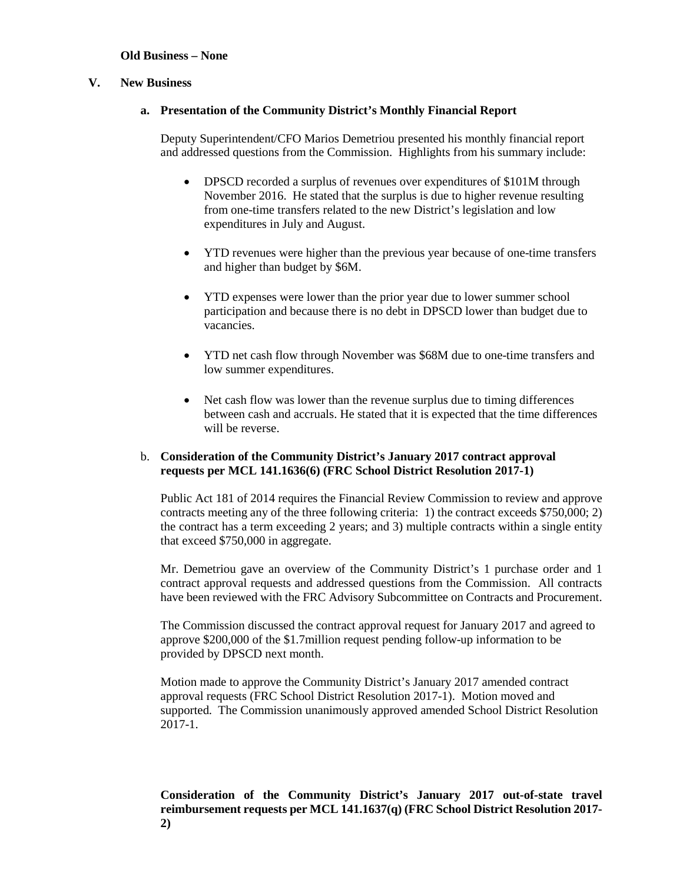**Old Business – None**

## V. New Business

### a. Presentation of the Community District's Monthly Financial Report

Deputy Superintendent/CFO Marios Demetriou presented his monthly financial report and addressed questions from the Commission. Highlights from his summary include:

- DPSCD recorded a surplus of revenues over expenditures of $101M through November 2016. He stated that the surplus is due to higher revenue resulting from one-time transfers related to the new District's legislation and low expenditures in July and August.
- YTD revenues were higher than the previous year because of one-time transfers and higher than budget by $6M.
- YTD expenses were lower than the prior year due to lower summer school participation and because there is no debt in DPSCD lower than budget due to vacancies.
- YTD net cash flow through November was $68M due to one-time transfers and low summer expenditures.
- Net cash flow was lower than the revenue surplus due to timing differences between cash and accruals. He stated that it is expected that the time differences will be reverse.

### b. Consideration of the Community District's January 2017 contract approval requests per MCL 141.1636(6) (FRC School District Resolution 2017-1)

Public Act 181 of 2014 requires the Financial Review Commission to review and approve contracts meeting any of the three following criteria: 1) the contract exceeds $750,000; 2) the contract has a term exceeding 2 years; and 3) multiple contracts within a single entity that exceed $750,000 in aggregate.

Mr. Demetriou gave an overview of the Community District's 1 purchase order and 1 contract approval requests and addressed questions from the Commission. All contracts have been reviewed with the FRC Advisory Subcommittee on Contracts and Procurement.

The Commission discussed the contract approval request for January 2017 and agreed to approve $200,000 of the $1.7million request pending follow-up information to be provided by DPSCD next month.

Motion made to approve the Community District's January 2017 amended contract approval requests (FRC School District Resolution 2017-1). Motion moved and supported. The Commission unanimously approved amended School District Resolution 2017-1.

**Consideration of the Community District's January 2017 out-of-state travel reimbursement requests per MCL 141.1637(q) (FRC School District Resolution 2017-2)**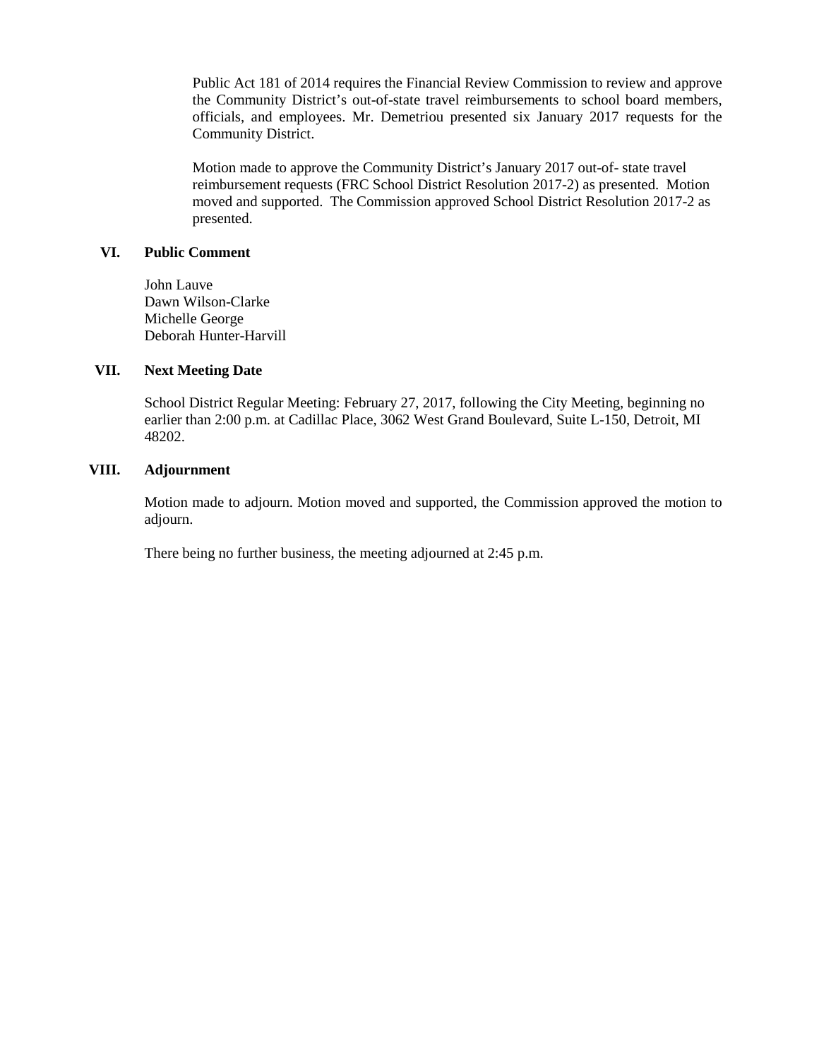Public Act 181 of 2014 requires the Financial Review Commission to review and approve the Community District's out-of-state travel reimbursements to school board members, officials, and employees. Mr. Demetriou presented six January 2017 requests for the Community District.

Motion made to approve the Community District's January 2017 out-of- state travel reimbursement requests (FRC School District Resolution 2017-2) as presented. Motion moved and supported. The Commission approved School District Resolution 2017-2 as presented.

## VI. Public Comment

John Lauve
Dawn Wilson-Clarke
Michelle George
Deborah Hunter-Harvill

## VII. Next Meeting Date

School District Regular Meeting: February 27, 2017, following the City Meeting, beginning no earlier than 2:00 p.m. at Cadillac Place, 3062 West Grand Boulevard, Suite L-150, Detroit, MI 48202.

## VIII. Adjournment

Motion made to adjourn. Motion moved and supported, the Commission approved the motion to adjourn.

There being no further business, the meeting adjourned at 2:45 p.m.